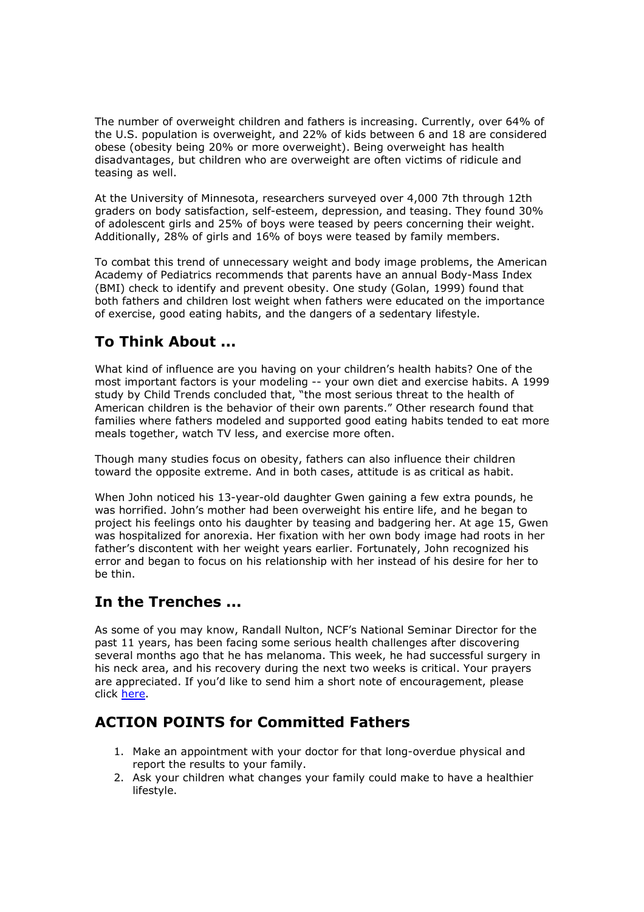The number of overweight children and fathers is increasing. Currently, over 64% of the U.S. population is overweight, and 22% of kids between 6 and 18 are considered obese (obesity being 20% or more overweight). Being overweight has health disadvantages, but children who are overweight are often victims of ridicule and teasing as well.

At the University of Minnesota, researchers surveyed over 4,000 7th through 12th graders on body satisfaction, self-esteem, depression, and teasing. They found 30% of adolescent girls and 25% of boys were teased by peers concerning their weight. Additionally, 28% of girls and 16% of boys were teased by family members.

To combat this trend of unnecessary weight and body image problems, the American Academy of Pediatrics recommends that parents have an annual Body-Mass Index (BMI) check to identify and prevent obesity. One study (Golan, 1999) found that both fathers and children lost weight when fathers were educated on the importance of exercise, good eating habits, and the dangers of a sedentary lifestyle.

## To Think About ...

What kind of influence are you having on your children's health habits? One of the most important factors is your modeling -- your own diet and exercise habits. A 1999 study by Child Trends concluded that, "the most serious threat to the health of American children is the behavior of their own parents." Other research found that families where fathers modeled and supported good eating habits tended to eat more meals together, watch TV less, and exercise more often.

Though many studies focus on obesity, fathers can also influence their children toward the opposite extreme. And in both cases, attitude is as critical as habit.

When John noticed his 13-year-old daughter Gwen gaining a few extra pounds, he was horrified. John's mother had been overweight his entire life, and he began to project his feelings onto his daughter by teasing and badgering her. At age 15, Gwen was hospitalized for anorexia. Her fixation with her own body image had roots in her father's discontent with her weight years earlier. Fortunately, John recognized his error and began to focus on his relationship with her instead of his desire for her to be thin.

## In the Trenches ...

As some of you may know, Randall Nulton, NCF's National Seminar Director for the past 11 years, has been facing some serious health challenges after discovering several months ago that he has melanoma. This week, he had successful surgery in his neck area, and his recovery during the next two weeks is critical. Your prayers are appreciated. If you'd like to send him a short note of encouragement, please click here.

## ACTION POINTS for Committed Fathers

1. Make an appointment with your doctor for that long-overdue physical and report the results to your family.
2. Ask your children what changes your family could make to have a healthier lifestyle.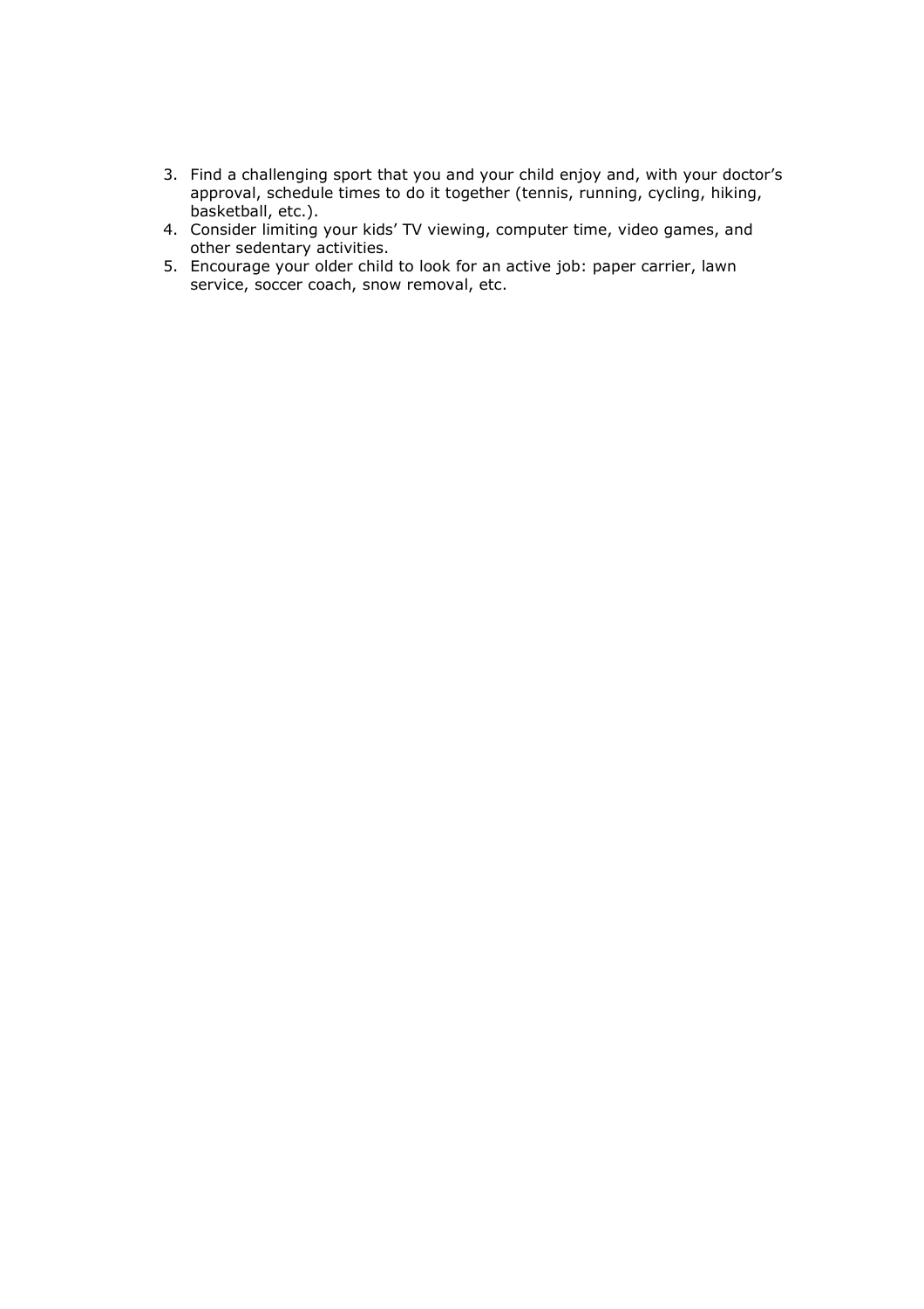3. Find a challenging sport that you and your child enjoy and, with your doctor's approval, schedule times to do it together (tennis, running, cycling, hiking, basketball, etc.).
4. Consider limiting your kids' TV viewing, computer time, video games, and other sedentary activities.
5. Encourage your older child to look for an active job: paper carrier, lawn service, soccer coach, snow removal, etc.